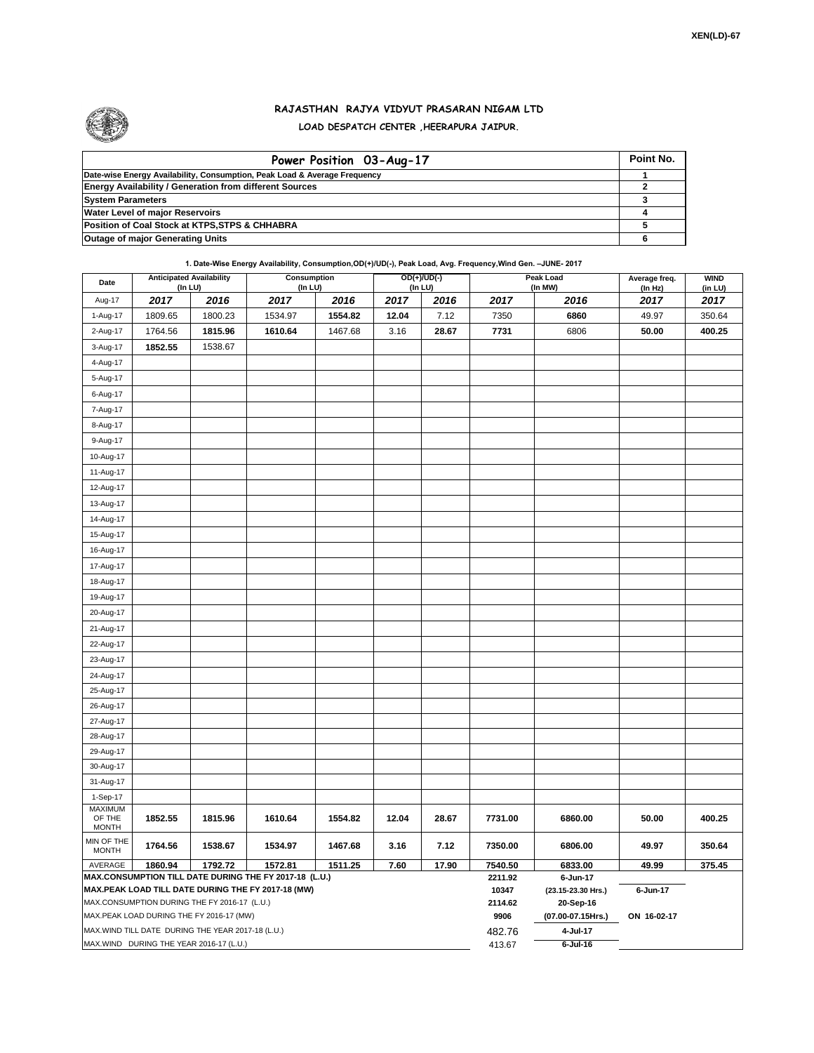XEN(LD)-67

# RAJASTHAN RAJYA VIDYUT PRASARAN NIGAM LTD

## LOAD DESPATCH CENTER ,HEERAPURA JAIPUR.

| Power Position 03-Aug-17 | Point No. |
|---|---|
| Date-wise Energy Availability, Consumption, Peak Load & Average Frequency | 1 |
| Energy Availability / Generation from different Sources | 2 |
| System Parameters | 3 |
| Water Level of major Reservoirs | 4 |
| Position of Coal Stock at KTPS,STPS & CHHABRA | 5 |
| Outage of major Generating Units | 6 |

**1. Date-Wise Energy Availability, Consumption,OD(+)/UD(-), Peak Load, Avg. Frequency,Wind Gen. –JUNE- 2017**

| Date | Anticipated Availability (In LU) | | Consumption (In LU) | | OD(+)/UD(-) (In LU) | | Peak Load (In MW) | | Average freq. (In Hz) | WIND (in LU) |
|---|---|---|---|---|---|---|---|---|---|---|
| Aug-17 | 2017 | 2016 | 2017 | 2016 | 2017 | 2016 | 2017 | 2016 | 2017 | 2017 |
| 1-Aug-17 | 1809.65 | 1800.23 | 1534.97 | **1554.82** | **12.04** | 7.12 | 7350 | **6860** | 49.97 | 350.64 |
| 2-Aug-17 | 1764.56 | **1815.96** | **1610.64** | 1467.68 | 3.16 | **28.67** | **7731** | 6806 | **50.00** | **400.25** |
| 3-Aug-17 | **1852.55** | 1538.67 | | | | | | | | |
| 4-Aug-17 | | | | | | | | | | |
| 5-Aug-17 | | | | | | | | | | |
| 6-Aug-17 | | | | | | | | | | |
| 7-Aug-17 | | | | | | | | | | |
| 8-Aug-17 | | | | | | | | | | |
| 9-Aug-17 | | | | | | | | | | |
| 10-Aug-17 | | | | | | | | | | |
| 11-Aug-17 | | | | | | | | | | |
| 12-Aug-17 | | | | | | | | | | |
| 13-Aug-17 | | | | | | | | | | |
| 14-Aug-17 | | | | | | | | | | |
| 15-Aug-17 | | | | | | | | | | |
| 16-Aug-17 | | | | | | | | | | |
| 17-Aug-17 | | | | | | | | | | |
| 18-Aug-17 | | | | | | | | | | |
| 19-Aug-17 | | | | | | | | | | |
| 20-Aug-17 | | | | | | | | | | |
| 21-Aug-17 | | | | | | | | | | |
| 22-Aug-17 | | | | | | | | | | |
| 23-Aug-17 | | | | | | | | | | |
| 24-Aug-17 | | | | | | | | | | |
| 25-Aug-17 | | | | | | | | | | |
| 26-Aug-17 | | | | | | | | | | |
| 27-Aug-17 | | | | | | | | | | |
| 28-Aug-17 | | | | | | | | | | |
| 29-Aug-17 | | | | | | | | | | |
| 30-Aug-17 | | | | | | | | | | |
| 31-Aug-17 | | | | | | | | | | |
| 1-Sep-17 | | | | | | | | | | |
| MAXIMUM OF THE MONTH | 1852.55 | 1815.96 | 1610.64 | 1554.82 | 12.04 | 28.67 | 7731.00 | 6860.00 | 50.00 | 400.25 |
| MIN OF THE MONTH | 1764.56 | 1538.67 | 1534.97 | 1467.68 | 3.16 | 7.12 | 7350.00 | 6806.00 | 49.97 | 350.64 |
| AVERAGE | 1860.94 | 1792.72 | 1572.81 | 1511.25 | 7.60 | 17.90 | 7540.50 | 6833.00 | 49.99 | 375.45 |
| MAX.CONSUMPTION TILL DATE DURING THE FY 2017-18 (L.U.) | | | | | | | 2211.92 | 6-Jun-17 | | |
| MAX.PEAK LOAD TILL DATE DURING THE FY 2017-18 (MW) | | | | | | | 10347 | (23.15-23.30 Hrs.) | 6-Jun-17 | |
| MAX.CONSUMPTION DURING THE FY 2016-17 (L.U.) | | | | | | | 2114.62 | 20-Sep-16 | | |
| MAX.PEAK LOAD DURING THE FY 2016-17 (MW) | | | | | | | 9906 | (07.00-07.15Hrs.) | ON 16-02-17 | |
| MAX.WIND TILL DATE DURING THE YEAR 2017-18 (L.U.) | | | | | | | 482.76 | 4-Jul-17 | | |
| MAX.WIND DURING THE YEAR 2016-17 (L.U.) | | | | | | | 413.67 | 6-Jul-16 | | |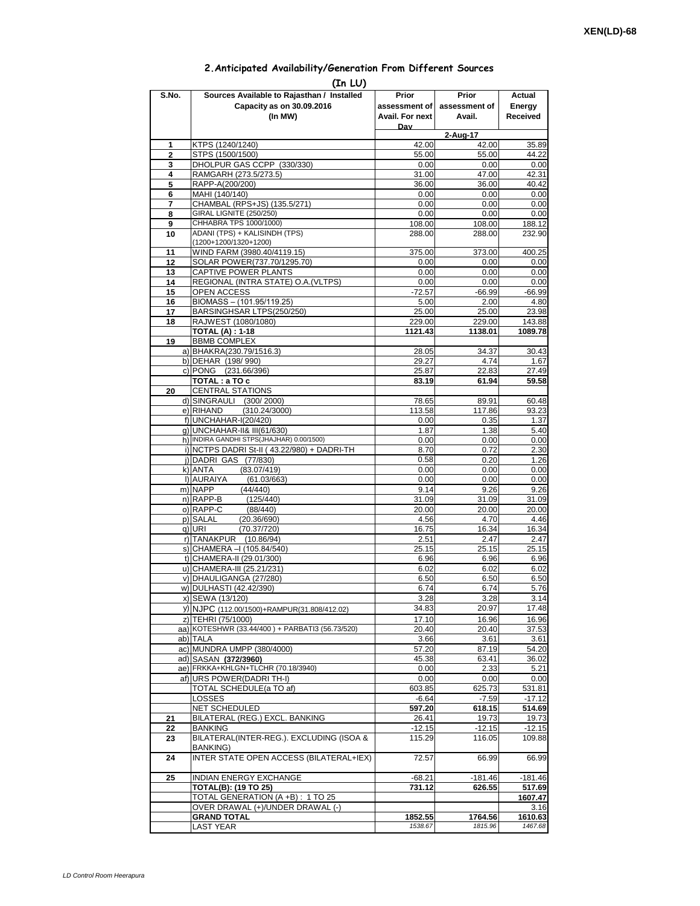XEN(LD)-68

## 2.Anticipated Availability/Generation From Different Sources

(In LU)

| S.No. | Sources Available to Rajasthan / Installed Capacity as on 30.09.2016 (In MW) | Prior assessment of Avail. For next Day | Prior assessment of Avail. | Actual Energy Received |
|---|---|---|---|---|
| | | | 2-Aug-17 | |
| 1 | KTPS (1240/1240) | 42.00 | 42.00 | 35.89 |
| 2 | STPS (1500/1500) | 55.00 | 55.00 | 44.22 |
| 3 | DHOLPUR GAS CCPP (330/330) | 0.00 | 0.00 | 0.00 |
| 4 | RAMGARH (273.5/273.5) | 31.00 | 47.00 | 42.31 |
| 5 | RAPP-A(200/200) | 36.00 | 36.00 | 40.42 |
| 6 | MAHI (140/140) | 0.00 | 0.00 | 0.00 |
| 7 | CHAMBAL (RPS+JS) (135.5/271) | 0.00 | 0.00 | 0.00 |
| 8 | GIRAL LIGNITE (250/250) | 0.00 | 0.00 | 0.00 |
| 9 | CHHABRA TPS 1000/1000) | 108.00 | 108.00 | 188.12 |
| 10 | ADANI (TPS) + KALISINDH (TPS) (1200+1200/1320+1200) | 288.00 | 288.00 | 232.90 |
| 11 | WIND FARM (3980.40/4119.15) | 375.00 | 373.00 | 400.25 |
| 12 | SOLAR POWER(737.70/1295.70) | 0.00 | 0.00 | 0.00 |
| 13 | CAPTIVE POWER PLANTS | 0.00 | 0.00 | 0.00 |
| 14 | REGIONAL (INTRA STATE) O.A.(VLTPS) | 0.00 | 0.00 | 0.00 |
| 15 | OPEN ACCESS | -72.57 | -66.99 | -66.99 |
| 16 | BIOMASS – (101.95/119.25) | 5.00 | 2.00 | 4.80 |
| 17 | BARSINGHSAR LTPS(250/250) | 25.00 | 25.00 | 23.98 |
| 18 | RAJWEST (1080/1080) | 229.00 | 229.00 | 143.88 |
| | **TOTAL (A) : 1-18** | **1121.43** | **1138.01** | **1089.78** |
| 19 | BBMB COMPLEX | | | |
| | a) BHAKRA(230.79/1516.3) | 28.05 | 34.37 | 30.43 |
| | b) DEHAR (198/ 990) | 29.27 | 4.74 | 1.67 |
| | c) PONG (231.66/396) | 25.87 | 22.83 | 27.49 |
| | **TOTAL : a TO c** | **83.19** | **61.94** | **59.58** |
| 20 | CENTRAL STATIONS | | | |
| | d) SINGRAULI (300/ 2000) | 78.65 | 89.91 | 60.48 |
| | e) RIHAND (310.24/3000) | 113.58 | 117.86 | 93.23 |
| | f) UNCHAHAR-I(20/420) | 0.00 | 0.35 | 1.37 |
| | g) UNCHAHAR-II& III(61/630) | 1.87 | 1.38 | 5.40 |
| | h) INDIRA GANDHI STPS(JHAJHAR) 0.00/1500) | 0.00 | 0.00 | 0.00 |
| | i) NCTPS DADRI St-II ( 43.22/980) + DADRI-TH | 8.70 | 0.72 | 2.30 |
| | j) DADRI GAS (77/830) | 0.58 | 0.20 | 1.26 |
| | k) ANTA (83.07/419) | 0.00 | 0.00 | 0.00 |
| | l) AURAIYA (61.03/663) | 0.00 | 0.00 | 0.00 |
| | m) NAPP (44/440) | 9.14 | 9.26 | 9.26 |
| | n) RAPP-B (125/440) | 31.09 | 31.09 | 31.09 |
| | o) RAPP-C (88/440) | 20.00 | 20.00 | 20.00 |
| | p) SALAL (20.36/690) | 4.56 | 4.70 | 4.46 |
| | q) URI (70.37/720) | 16.75 | 16.34 | 16.34 |
| | r) TANAKPUR (10.86/94) | 2.51 | 2.47 | 2.47 |
| | s) CHAMERA –I (105.84/540) | 25.15 | 25.15 | 25.15 |
| | t) CHAMERA-II (29.01/300) | 6.96 | 6.96 | 6.96 |
| | u) CHAMERA-III (25.21/231) | 6.02 | 6.02 | 6.02 |
| | v) DHAULIGANGA (27/280) | 6.50 | 6.50 | 6.50 |
| | w) DULHASTI (42.42/390) | 6.74 | 6.74 | 5.76 |
| | x) SEWA (13/120) | 3.28 | 3.28 | 3.14 |
| | y) NJPC (112.00/1500)+RAMPUR(31.808/412.02) | 34.83 | 20.97 | 17.48 |
| | z) TEHRI (75/1000) | 17.10 | 16.96 | 16.96 |
| | aa) KOTESHWR (33.44/400 ) + PARBATI3 (56.73/520) | 20.40 | 20.40 | 37.53 |
| | ab) TALA | 3.66 | 3.61 | 3.61 |
| | ac) MUNDRA UMPP (380/4000) | 57.20 | 87.19 | 54.20 |
| | ad) SASAN **(372/3960)** | 45.38 | 63.41 | 36.02 |
| | ae) FRKKA+KHLGN+TLCHR (70.18/3940) | 0.00 | 2.33 | 5.21 |
| | af) URS POWER(DADRI TH-I) | 0.00 | 0.00 | 0.00 |
| | TOTAL SCHEDULE(a TO af) | 603.85 | 625.73 | 531.81 |
| | LOSSES | -6.64 | -7.59 | -17.12 |
| | NET SCHEDULED | **597.20** | **618.15** | **514.69** |
| 21 | BILATERAL (REG.) EXCL. BANKING | 26.41 | 19.73 | 19.73 |
| 22 | BANKING | -12.15 | -12.15 | -12.15 |
| 23 | BILATERAL(INTER-REG.). EXCLUDING (ISOA & BANKING) | 115.29 | 116.05 | 109.88 |
| 24 | INTER STATE OPEN ACCESS (BILATERAL+IEX) | 72.57 | 66.99 | 66.99 |
| 25 | INDIAN ENERGY EXCHANGE | -68.21 | -181.46 | -181.46 |
| | **TOTAL(B): (19 TO 25)** | **731.12** | **626.55** | **517.69** |
| | TOTAL GENERATION (A +B) : 1 TO 25 | | | **1607.47** |
| | OVER DRAWAL (+)/UNDER DRAWAL (-) | | | 3.16 |
| | **GRAND TOTAL** | **1852.55** | **1764.56** | **1610.63** |
| | LAST YEAR | *1538.67* | *1815.96* | *1467.68* |

*LD Control Room Heerapura*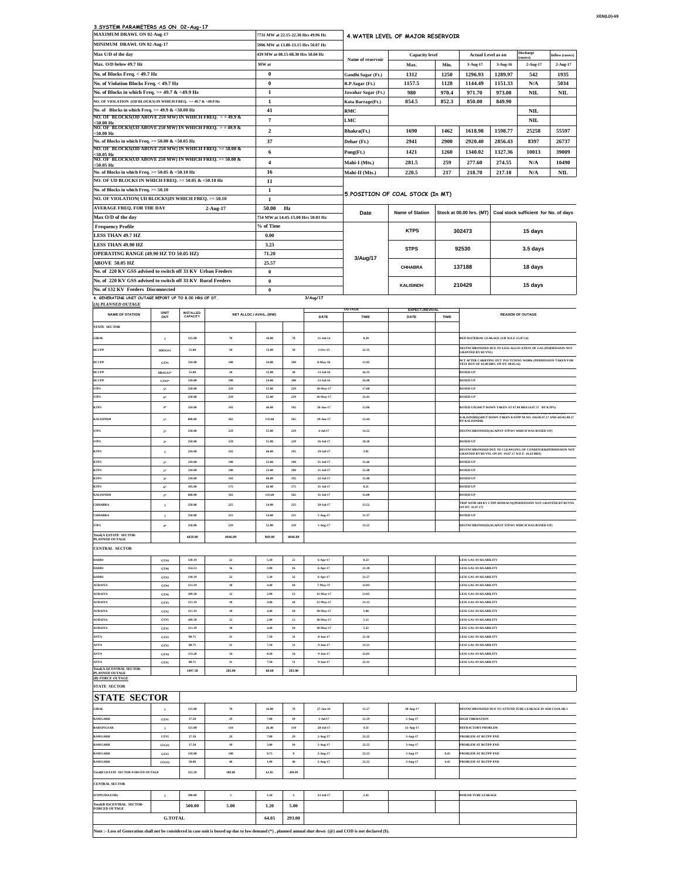## 3.SYSTEM PARAMETERS AS ON 02-Aug-17

| | | |
|---|---|---|
| MAXIMUM DRAWL ON 02-Aug-17 | | 7731 MW at 22.15-22.30 Hrs 49.96 Hz |
| MINIMUM DRAWL ON 02-Aug-17 | | 5906 MW at 13.00-13.15 Hrs 50.07 Hz |
| Max U/D of the day | | 439 MW at 08.15-08.30 Hrs 50.04 Hz |
| Max. O/D below 49.7 Hz | | MW at |
| No. of Blocks Freq. < 49.7 Hz | | 0 |
| No. of Violation Blocks Freq. < 49.7 Hz | | 0 |
| No. of Blocks in which Freq. >= 49.7 & <49.9 Hz | | 1 |
| NO. OF VIOLATION (OD BLOCKS) IN WHICH FREQ. >= 49.7 & <49.9 Hz | | 1 |
| No. of Blocks in which Freq. >= 49.9 & <50.00 Hz | | 41 |
| NO. OF BLOCKS(OD ABOVE 250 MW) IN WHICH FREQ. >= 49.9 & <50.00 Hz | | 7 |
| NO. OF BLOCKS(UD ABOVE 250 MW) IN WHICH FREQ. >= 49.9 & <50.00 Hz | | 2 |
| No. of Blocks in which Freq. >= 50.00 & <50.05 Hz | | 37 |
| NO. OF BLOCKS(OD ABOVE 250 MW) IN WHICH FREQ. >= 50.00 & <50.05 Hz | | 6 |
| NO. OF BLOCKS(UD ABOVE 250 MW) IN WHICH FREQ. >= 50.00 & <50.05 Hz | | 4 |
| No. of Blocks in which Freq. >= 50.05 & <50.10 Hz | | 16 |
| NO. OF UD BLOCKS IN WHICH FREQ. >= 50.05 & <50.10 Hz | | 11 |
| No. of Blocks in which Freq. >= 50.10 | | 1 |
| NO. OF VIOLATION( UD BLOCKS)IN WHICH FREQ. >= 50.10 | | 1 |
| AVERAGE FREQ. FOR THE DAY | 2-Aug-17 | 50.00 Hz |
| Max O/D of the day | | 754 MW at 14.45-15.00 Hrs 50.03 Hz |
| Frequency Profile | | % of Time |
| LESS THAN 49.7 HZ | | 0.00 |
| LESS THAN 49.90 HZ | | 3.23 |
| OPERATING RANGE (49.90 HZ TO 50.05 HZ) | | 71.20 |
| ABOVE 50.05 HZ | | 25.57 |
| No. of 220 KV GSS advised to switch off 33 KV Urban Feeders | | 0 |
| No. of 220 KV GSS advised to switch off 33 KV Rural Feeders | | 0 |
| No. of 132 KV Feeders Disconnected | | 0 |

## 4.WATER LEVEL OF MAJOR RESERVOIR

| Name of reservoir | Capacity level | | Actual Level as on | | Discharge (cusecs) | Inflow (cusecs) |
|---|---|---|---|---|---|---|
| | Max. | Min. | 3-Aug-17 | 3-Aug-16 | 2-Aug-17 | 2-Aug-17 |
| Gandhi Sagar (Ft.) | 1312 | 1250 | 1296.93 | 1289.97 | 542 | 1935 |
| R.P.Sagar (Ft.) | 1157.5 | 1128 | 1144.49 | 1151.33 | N/A | 5034 |
| Jawahar Sagar (Ft.) | 980 | 970.4 | 971.70 | 973.00 | NIL | NIL |
| Kota Barrage(Ft.) | 854.5 | 852.3 | 850.00 | 849.90 | | |
| RMC | | | | | NIL | |
| LMC | | | | | NIL | |
| Bhakra(Ft.) | 1690 | 1462 | 1618.98 | 1598.77 | 25258 | 55597 |
| Dehar (Ft.) | 2941 | 2900 | 2920.40 | 2856.43 | 8397 | 26737 |
| Pong(Ft.) | 1421 | 1260 | 1340.02 | 1327.36 | 10013 | 39009 |
| Mahi-I (Mts.) | 281.5 | 259 | 277.60 | 274.55 | N/A | 10490 |
| Mahi-II (Mts.) | 220.5 | 217 | 218.70 | 217.10 | N/A | NIL |

## 5.POSITION OF COAL STOCK (In MT)

| Date | Name of Station | Stock at 00.00 hrs. (MT) | Coal stock sufficient for No. of days |
|---|---|---|---|
| 3/Aug/17 | KTPS | 302473 | 15 days |
| | STPS | 92530 | 3.5 days |
| | CHHABRA | 137188 | 18 days |
| | KALISINDH | 210429 | 15 days |

## 6. GENERATING UNIT OUTAGE REPORT UP TO 8.00 HRS OF DT. 3/Aug/17

### (A) PLANNED OUTAGE

| NAME OF STATION | UNIT OUT | INSTALLED CAPACITY | NET ALLOC./ AVAIL. (MW) | | | OUTAGE DATE | OUTAGE TIME | EXPECT./REVIVAL DATE | EXPECT./REVIVAL TIME | REASON OF OUTAGE |
|---|---|---|---|---|---|---|---|---|---|---|
| **STATE SECTOR** | | | | | | | | | | |
| GIRAL | 1 | 125.00 | 70 | 16.80 | 70 | 11-Jul-14 | 8.20 | | | BED MATERIAL LEAKAGE (S/D W.E.F.15.07.14) |
| DCCPP | HRSG#1 | 55.00 | 50 | 12.00 | 50 | 3-Oct-15 | 22.35 | | | DESYNCHRONIZED DUE TO LESS ALLOCATION OF GAS (PERMISSION NOT GRANTED BY RUVNL) |
| DCCPP | GT#1 | 110.00 | 100 | 24.00 | 100 | 8-May-16 | 11.05 | | | M/T AFTER CARRYING OUT PSS TUNING WORK (PERMISSION TAKEN FOR TEST RUN OF 01.00 HRS. ON DT. 08.05.16) |
| DCCPP | HRSG#2* | 55.00 | 50 | 12.00 | 50 | 13-Jul-16 | 16.35 | | | BOXED UP |
| DCCPP | GT#2* | 110.00 | 100 | 24.00 | 100 | 13-Jul-16 | 16.40 | | | BOXED UP |
| STPS | 5* | 250.00 | 229 | 55.00 | 229 | 18-May-17 | 17.08 | | | BOXED UP |
| STPS | 6* | 250.00 | 229 | 55.00 | 229 | 16-May-17 | 21.41 | | | BOXED UP |
| KTPS | 4* | 210.00 | 192 | 46.00 | 192 | 20-Jun-17 | 12.06 | | | BOXED UP(SHUT DOWN TAKEN AT 07.00 HRS/14.07.17 BY KTPS) |
| KALISINDH | 1* | 600.00 | 565 | 135.60 | 565 | 29-Jun-17 | 12.44 | | | KALISINDH(SHUT DOWN TAKEN KATPP M.NO. 436/28.07.17 AND 445/02.08.17 BY KALISINDH) |
| STPS | 2* | 250.00 | 229 | 55.00 | 229 | 4-Jul-17 | 14.22 | | | DESYNCHRONISED(AGAINST STPS#1 WHICH WAS BOXED-UP) |
| STPS | 3* | 250.00 | 229 | 55.00 | 229 | 16-Jul-17 | 18.18 | | | BOXED UP |
| KTPS | 5 | 210.00 | 192 | 46.00 | 192 | 19-Jul-17 | 3.01 | | | DESYNCHRONISED DUE TO CLEANGING OF CONDENSER(PERMISSION NOT GRANTED BY RUVNL ON DT. 19.07.17 W.E.F. 16.43 HRS) |
| KTPS | 2* | 110.00 | 100 | 23.00 | 100 | 21-Jul-17 | 12.46 | | | BOXED UP |
| KTPS | 1* | 110.00 | 100 | 23.00 | 100 | 21-Jul-17 | 12.48 | | | BOXED UP |
| KTPS | 3* | 210.00 | 192 | 46.00 | 192 | 22-Jul-17 | 12.48 | | | BOXED UP |
| KTPS | 6* | 195.00 | 175 | 42.00 | 175 | 31-Jul-17 | 8.21 | | | BOXED UP |
| KALISINDH | 2* | 600.00 | 565 | 135.60 | 565 | 31-Jul-17 | 12.00 | | | BOXED UP |
| CHHABRA | 2 | 250.00 | 225 | 54.00 | 225 | 28-Jul-17 | 13.52 | | | TRIP WITH 400 KV CTPP-HINDAUN(PERMISSION NOT GRANTED BY RUVNL ON DT. 31.07.17) |
| CHHABRA | 1 | 250.00 | 225 | 54.00 | 225 | 1-Aug-17 | 11.37 | | | BOXED UP |
| STPS | 4* | 250.00 | 229 | 55.00 | 229 | 1-Aug-17 | 15.22 | | | DESYNCHRONISED(AGAINST STPS#1 WHICH WAS BOXED-UP) |
| Total(A I)STATE SECTOR-PLANNED OUTAGE | | 4450.00 | 4046.00 | 969.00 | 4046.00 | | | | | |
| **CENTRAL SECTOR** | | | | | | | | | | |
| DADRI | GT#4 | 130.19 | 22 | 5.30 | 22 | 6-Apr-17 | 8.23 | | | LESS GAS AVAILABILITY |
| DADRI | GT#6 | 154.51 | 16 | 3.90 | 16 | 6-Apr-17 | 21.18 | | | LESS GAS AVAILABILITY |
| DADRI | GT#3 | 130.19 | 22 | 5.30 | 22 | 6-Apr-17 | 21.27 | | | LESS GAS AVAILABILITY |
| AURAIYA | GT#4 | 111.19 | 18 | 4.40 | 18 | 7-May-17 | 22.03 | | | LESS GAS AVAILABILITY |
| AURAIYA | GT#6 | 109.30 | 12 | 2.90 | 12 | 12-May-17 | 21.05 | | | LESS GAS AVAILABILITY |
| AURAIYA | GT#3 | 111.19 | 18 | 4.40 | 18 | 12-May-17 | 21.13 | | | LESS GAS AVAILABILITY |
| AURAIYA | GT#2 | 111.19 | 18 | 4.40 | 18 | 30-May-17 | 5.06 | | | LESS GAS AVAILABILITY |
| AURAIYA | GT#5 | 109.30 | 12 | 2.90 | 12 | 30-May-17 | 5.35 | | | LESS GAS AVAILABILITY |
| AURAIYA | GT#1 | 111.19 | 18 | 4.40 | 18 | 30-May-17 | 5.22 | | | LESS GAS AVAILABILITY |
| ANTA | GT#3 | 88.71 | 31 | 7.50 | 31 | 8-Jun-17 | 12.16 | | | LESS GAS AVAILABILITY |
| ANTA | GT#2 | 88.71 | 31 | 7.50 | 31 | 9-Jun-17 | 21.53 | | | LESS GAS AVAILABILITY |
| ANTA | GT#4 | 153.20 | 34 | 8.20 | 34 | 9-Jun-17 | 22.05 | | | LESS GAS AVAILABILITY |
| ANTA | GT#1 | 88.71 | 31 | 7.50 | 31 | 9-Jun-17 | 22.31 | | | LESS GAS AVAILABILITY |
| Total(A-II)CENTRAL SECTOR-PLANNED OUTAGE | | 1497.58 | 283.00 | 68.60 | 283.00 | | | | | |

### (B) FORCE OUTAGE

| NAME OF STATION | UNIT OUT | INSTALLED CAPACITY | NET ALLOC./ AVAIL. (MW) | | | OUTAGE DATE | OUTAGE TIME | EXPECT./REVIVAL DATE | EXPECT./REVIVAL TIME | REASON OF OUTAGE |
|---|---|---|---|---|---|---|---|---|---|---|
| **STATE SECTOR** | | | | | | | | | | |
| GIRAL | 2 | 125.00 | 70 | 16.80 | 70 | 27-Jan-16 | 15.27 | 30-Aug-17 | | DESYNCHRONIZED DUE TO ATTEND TUBE LEAKAGE IN ASH COOLAR-I |
| RAMGARH | GT#1 | 37.50 | 29 | 7.00 | 29 | 1-Jul-17 | 12.19 | 5-Aug-17 | | HIGH VIBERATION |
| BARSINGSAR | 1 | 125.00 | 110 | 26.40 | 110 | 28-Jul-17 | 4.51 | 12-Aug-17 | | REFRACTORY PROBLEM |
| RAMGARH | GT#2 | 37.50 | 29 | 7.00 | 29 | 2-Aug-17 | 22.22 | 3-Aug-17 | | PROBLEM AT RGTPP END |
| RAMGARH | STG#1 | 37.50 | 10 | 3.00 | 10 | 2-Aug-17 | 22.22 | 3-Aug-17 | | PROBLEM AT RGTPP END |
| RAMGARH | GT#3 | 110.00 | 100 | 0.75 | 0 | 2-Aug-17 | 22.22 | 3-Aug-17 | 0.45 | PROBLEM AT RGTPP END |
| RAMGARH | STG#2 | 50.00 | 40 | 1.90 | 40 | 2-Aug-17 | 22.22 | 3-Aug-17 | 4.45 | PROBLEM AT RGTPP END |
| Total(B I)STATE SECTOR-FORCED OUTAGE | | 522.50 | 388.00 | 62.85 | 288.00 | | | | | |
| **CENTRAL SECTOR** | | | | | | | | | | |
| ISTPP(JHAJJAR) | 2 | 500.00 | 5 | 1.20 | 5 | 23-Jul-17 | 2.45 | | | BOILER TUBE LEAKAGE |
| Total(B II)CENTRAL SECTOR-FORCED OUTAGE | | 500.00 | 5.00 | 1.20 | 5.00 | | | | | |
| G.TOTAL | | | | 64.05 | 293.00 | | | | | |

Note :- Loss of Generation shall not be considered in case unit is boxed up due to low demand (*) , planned annual shut down (@) and COD is not declared ($).